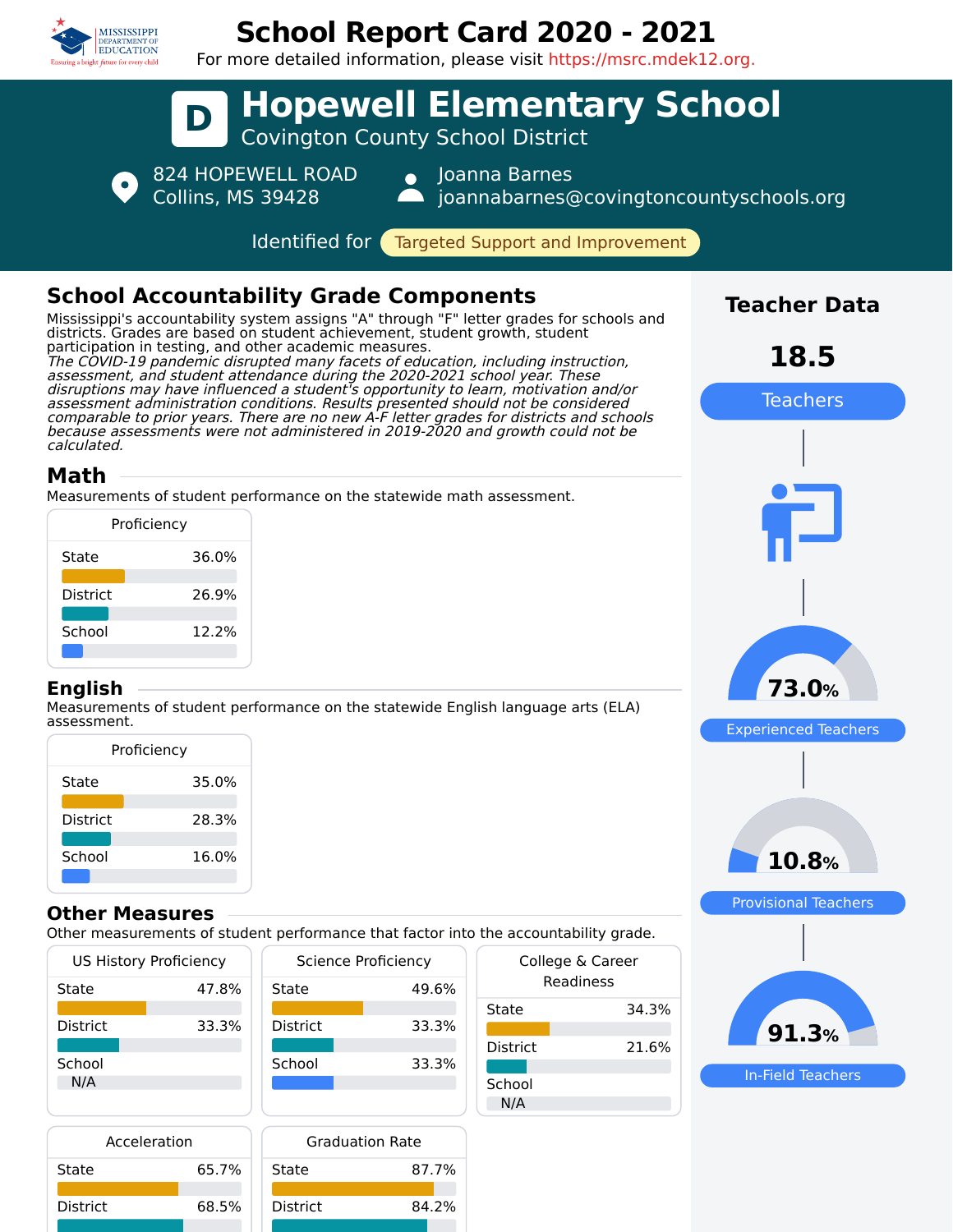# School Report Card 2020 - 2021

For more detailed information, please visit https://msrc.mdek12.org.

# D Hopewell Elementary School

Covington County School District

824 HOPEWELL ROAD
Collins, MS 39428

Joanna Barnes
joannabarnes@covingtoncountyschools.org

Identified for **Targeted Support and Improvement**

## School Accountability Grade Components

Mississippi's accountability system assigns "A" through "F" letter grades for schools and districts. Grades are based on student achievement, student growth, student participation in testing, and other academic measures.

*The COVID-19 pandemic disrupted many facets of education, including instruction, assessment, and student attendance during the 2020-2021 school year. These disruptions may have influenced a student's opportunity to learn, motivation and/or assessment administration conditions. Results presented should not be considered comparable to prior years. There are no new A-F letter grades for districts and schools because assessments were not administered in 2019-2020 and growth could not be calculated.*

## Math

Measurements of student performance on the statewide math assessment.

| Proficiency | |
|---|---|
| State | 36.0% |
| District | 26.9% |
| School | 12.2% |

## English

Measurements of student performance on the statewide English language arts (ELA) assessment.

| Proficiency | |
|---|---|
| State | 35.0% |
| District | 28.3% |
| School | 16.0% |

## Other Measures

Other measurements of student performance that factor into the accountability grade.

| US History Proficiency | |
|---|---|
| State | 47.8% |
| District | 33.3% |
| School | N/A |

| Science Proficiency | |
|---|---|
| State | 49.6% |
| District | 33.3% |
| School | 33.3% |

| College & Career Readiness | |
|---|---|
| State | 34.3% |
| District | 21.6% |
| School | N/A |

| Acceleration | |
|---|---|
| State | 65.7% |
| District | 68.5% |

| Graduation Rate | |
|---|---|
| State | 87.7% |
| District | 84.2% |

## Teacher Data

**18.5** Teachers

**73.0%** Experienced Teachers

**10.8%** Provisional Teachers

**91.3%** In-Field Teachers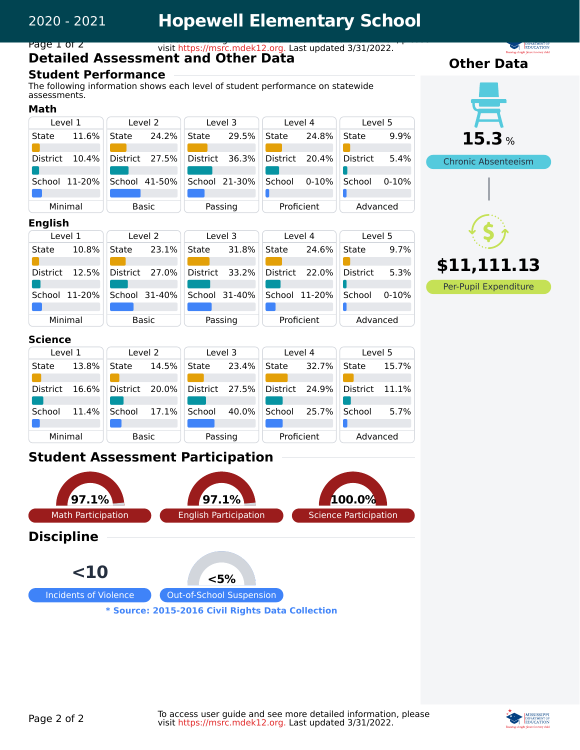# 2020 - 2021 Hopewell Elementary School

## Detailed Assessment and Other Data

### Student Performance

The following information shows each level of student performance on statewide assessments.

#### Math

| | Level 1 | Level 2 | Level 3 | Level 4 | Level 5 |
|---|---|---|---|---|---|
| State | 11.6% | 24.2% | 29.5% | 24.8% | 9.9% |
| District | 10.4% | 27.5% | 36.3% | 20.4% | 5.4% |
| School | 11-20% | 41-50% | 21-30% | 0-10% | 0-10% |
| | Minimal | Basic | Passing | Proficient | Advanced |

#### English

| | Level 1 | Level 2 | Level 3 | Level 4 | Level 5 |
|---|---|---|---|---|---|
| State | 10.8% | 23.1% | 31.8% | 24.6% | 9.7% |
| District | 12.5% | 27.0% | 33.2% | 22.0% | 5.3% |
| School | 11-20% | 31-40% | 31-40% | 11-20% | 0-10% |
| | Minimal | Basic | Passing | Proficient | Advanced |

#### Science

| | Level 1 | Level 2 | Level 3 | Level 4 | Level 5 |
|---|---|---|---|---|---|
| State | 13.8% | 14.5% | 23.4% | 32.7% | 15.7% |
| District | 16.6% | 20.0% | 27.5% | 24.9% | 11.1% |
| School | 11.4% | 17.1% | 40.0% | 25.7% | 5.7% |
| | Minimal | Basic | Passing | Proficient | Advanced |

### Student Assessment Participation

97.1%
Math Participation

97.1%
English Participation

100.0%
Science Participation

### Discipline

<10
Incidents of Violence

<5%
Out-of-School Suspension

**\* Source: 2015-2016 Civil Rights Data Collection**

## Other Data

15.3 %
Chronic Absenteeism

$11,111.13
Per-Pupil Expenditure

To access user guide and see more detailed information, please visit https://msrc.mdek12.org. Last updated 3/31/2022.